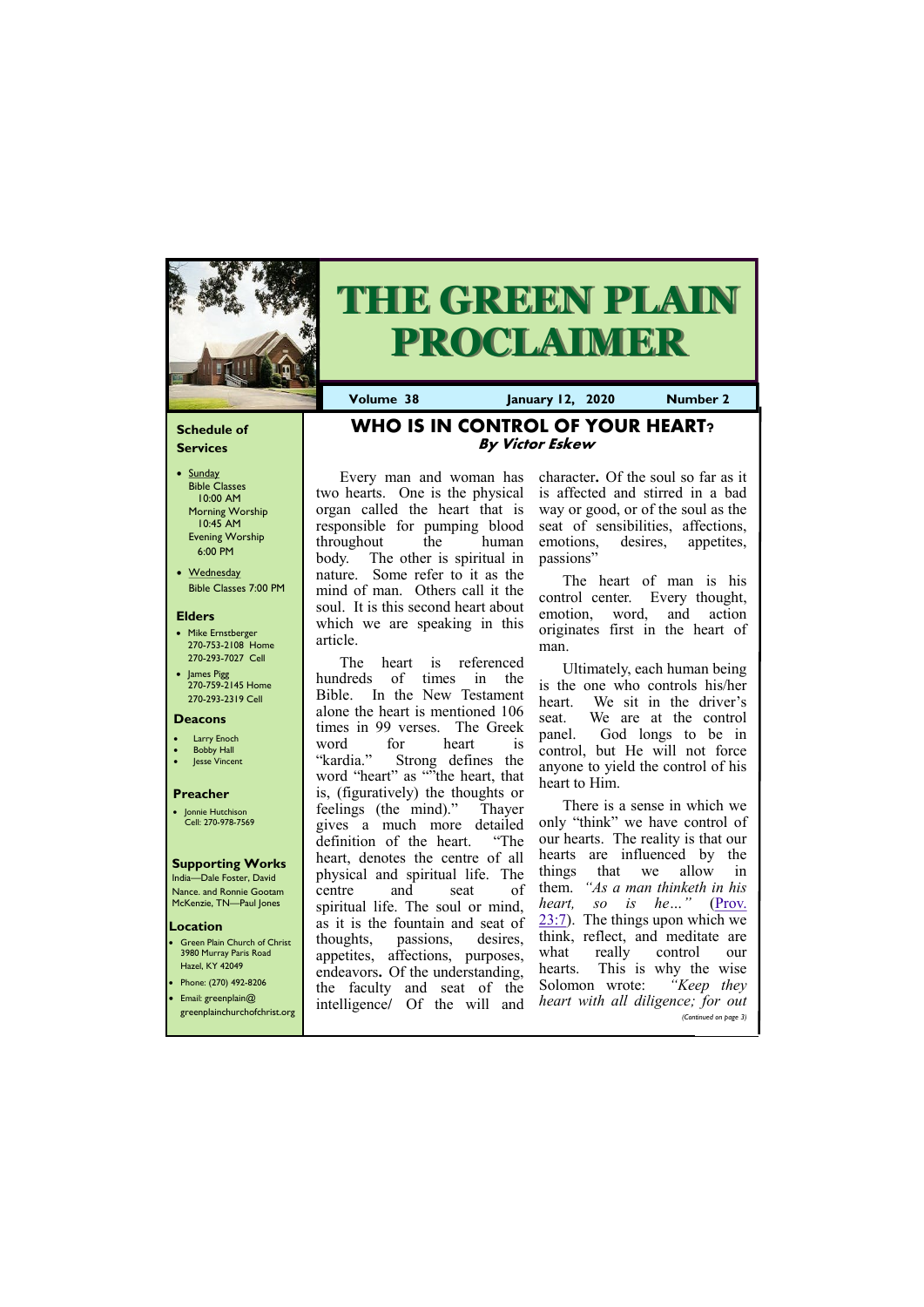# THE GREEN PLAIN PROCLAIMER

**Volume 38** | **January 12, 2020** | **Number 2**

## WHO IS IN CONTROL OF YOUR HEART?

***By Victor Eskew***

Every man and woman has two hearts. One is the physical organ called the heart that is responsible for pumping blood throughout the human body. The other is spiritual in nature. Some refer to it as the mind of man. Others call it the soul. It is this second heart about which we are speaking in this article.

The heart is referenced hundreds of times in the Bible. In the New Testament alone the heart is mentioned 106 times in 99 verses. The Greek word for heart is "kardia." Strong defines the word "heart" as ""the heart, that is, (figuratively) the thoughts or feelings (the mind)." Thayer gives a much more detailed definition of the heart. "The heart, denotes the centre of all physical and spiritual life. The centre and seat of spiritual life. The soul or mind, as it is the fountain and seat of thoughts, passions, desires, appetites, affections, purposes, endeavors**.** Of the understanding, the faculty and seat of the intelligence/ Of the will and character**.** Of the soul so far as it is affected and stirred in a bad way or good, or of the soul as the seat of sensibilities, affections, emotions, desires, appetites, passions"

The heart of man is his control center. Every thought, emotion, word, and action originates first in the heart of man.

Ultimately, each human being is the one who controls his/her heart. We sit in the driver's seat. We are at the control panel. God longs to be in control, but He will not force anyone to yield the control of his heart to Him.

There is a sense in which we only "think" we have control of our hearts. The reality is that our hearts are influenced by the things that we allow in them. *"As a man thinketh in his heart, so is he…"* (Prov. 23:7). The things upon which we think, reflect, and meditate are what really control our hearts. This is why the wise Solomon wrote: *"Keep they heart with all diligence; for out*

*(Continued on page 3)*

### Schedule of Services

- Sunday
  - Bible Classes 10:00 AM
  - Morning Worship 10:45 AM
  - Evening Worship 6:00 PM
- Wednesday
  - Bible Classes 7:00 PM

### Elders

- Mike Ernstberger 270-753-2108 Home 270-293-7027 Cell
- James Pigg 270-759-2145 Home 270-293-2319 Cell

### Deacons

- Larry Enoch
- Bobby Hall
- Jesse Vincent

### Preacher

- Jonnie Hutchison Cell: 270-978-7569

### Supporting Works

India—Dale Foster, David Nance. and Ronnie Gootam McKenzie, TN—Paul Jones

### Location

- Green Plain Church of Christ 3980 Murray Paris Road Hazel, KY 42049
- Phone: (270) 492-8206
- Email: greenplain@greenplainchurchofchrist.org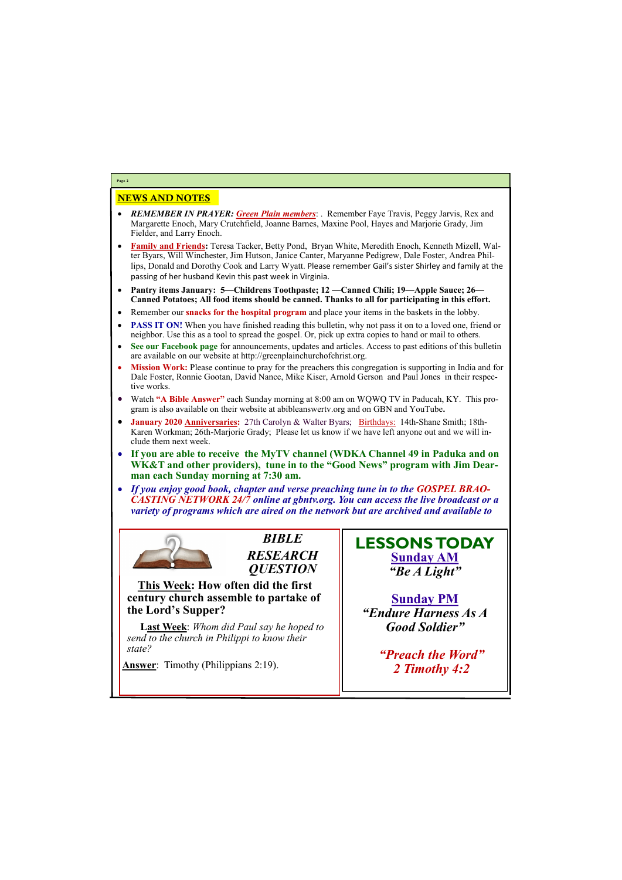## NEWS AND NOTES

- ***REMEMBER IN PRAYER:*** ***Green Plain members***: . Remember Faye Travis, Peggy Jarvis, Rex and Margarette Enoch, Mary Crutchfield, Joanne Barnes, Maxine Pool, Hayes and Marjorie Grady, Jim Fielder, and Larry Enoch.
- **Family and Friends:** Teresa Tacker, Betty Pond, Bryan White, Meredith Enoch, Kenneth Mizell, Walter Byars, Will Winchester, Jim Hutson, Janice Canter, Maryanne Pedigrew, Dale Foster, Andrea Phillips, Donald and Dorothy Cook and Larry Wyatt. Please remember Gail's sister Shirley and family at the passing of her husband Kevin this past week in Virginia.
- **Pantry items January: 5—Childrens Toothpaste; 12 —Canned Chili; 19—Apple Sauce; 26—Canned Potatoes; All food items should be canned. Thanks to all for participating in this effort.**
- Remember our **snacks for the hospital program** and place your items in the baskets in the lobby.
- **PASS IT ON!** When you have finished reading this bulletin, why not pass it on to a loved one, friend or neighbor. Use this as a tool to spread the gospel. Or, pick up extra copies to hand or mail to others.
- **See our Facebook page** for announcements, updates and articles. Access to past editions of this bulletin are available on our website at http://greenplainchurchofchrist.org.
- **Mission Work:** Please continue to pray for the preachers this congregation is supporting in India and for Dale Foster, Ronnie Gootan, David Nance, Mike Kiser, Arnold Gerson and Paul Jones in their respective works.
- Watch **"A Bible Answer"** each Sunday morning at 8:00 am on WQWQ TV in Paducah, KY. This program is also available on their website at abibleanswertv.org and on GBN and YouTube**.**
- **January 2020 Anniversaries:** 27th Carolyn & Walter Byars; Birthdays: 14th-Shane Smith; 18th-Karen Workman; 26th-Marjorie Grady; Please let us know if we have left anyone out and we will include them next week.
- **If you are able to receive the MyTV channel (WDKA Channel 49 in Paduka and on WK&T and other providers), tune in to the "Good News" program with Jim Dearman each Sunday morning at 7:30 am.**
- ***If you enjoy good book, chapter and verse preaching tune in to the GOSPEL BRAOCASTING NETWORK 24/7 online at gbntv.org. You can access the live broadcast or a variety of programs which are aired on the network but are archived and available to***

### *BIBLE RESEARCH QUESTION*

**This Week: How often did the first century church assemble to partake of the Lord's Supper?**

**Last Week**: *Whom did Paul say he hoped to send to the church in Philippi to know their state?*

**Answer**: Timothy (Philippians 2:19).

### LESSONS TODAY

**Sunday AM**

***"Be A Light"***

**Sunday PM**

***"Endure Harness As A Good Soldier"***

***"Preach the Word"***
***2 Timothy 4:2***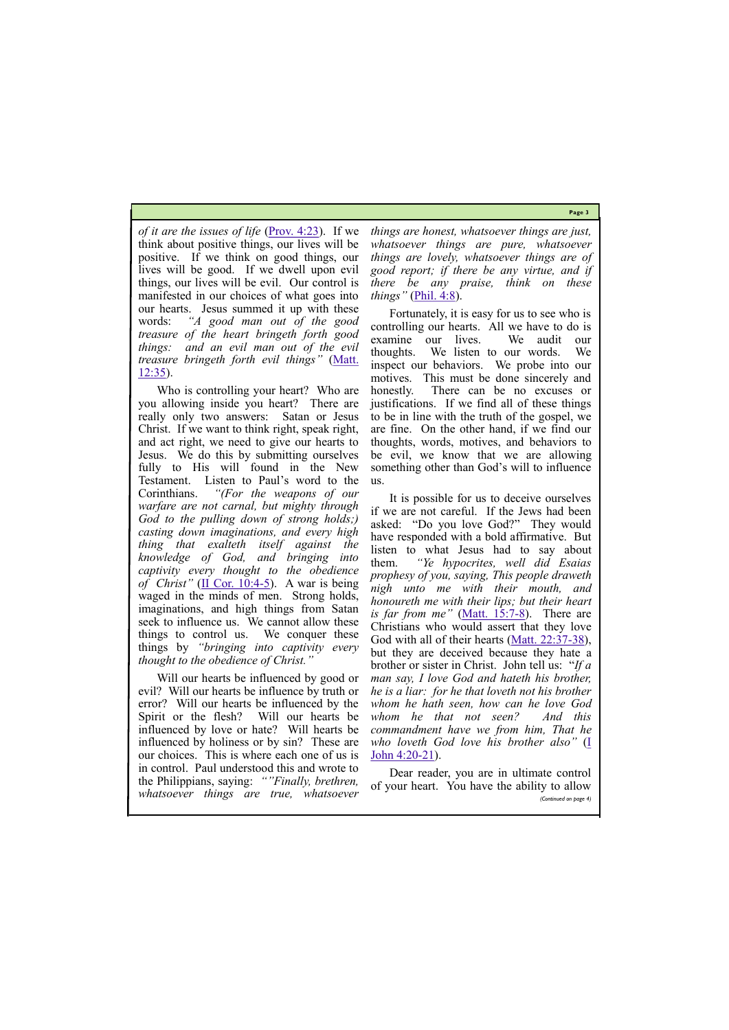*of it are the issues of life* (Prov. 4:23). If we think about positive things, our lives will be positive. If we think on good things, our lives will be good. If we dwell upon evil things, our lives will be evil. Our control is manifested in our choices of what goes into our hearts. Jesus summed it up with these words: *"A good man out of the good treasure of the heart bringeth forth good things: and an evil man out of the evil treasure bringeth forth evil things"* (Matt. 12:35).

Who is controlling your heart? Who are you allowing inside you heart? There are really only two answers: Satan or Jesus Christ. If we want to think right, speak right, and act right, we need to give our hearts to Jesus. We do this by submitting ourselves fully to His will found in the New Testament. Listen to Paul's word to the Corinthians. *"(For the weapons of our warfare are not carnal, but mighty through God to the pulling down of strong holds;) casting down imaginations, and every high thing that exalteth itself against the knowledge of God, and bringing into captivity every thought to the obedience of Christ"* (II Cor. 10:4-5). A war is being waged in the minds of men. Strong holds, imaginations, and high things from Satan seek to influence us. We cannot allow these things to control us. We conquer these things by *"bringing into captivity every thought to the obedience of Christ."*

Will our hearts be influenced by good or evil? Will our hearts be influence by truth or error? Will our hearts be influenced by the Spirit or the flesh? Will our hearts be influenced by love or hate? Will hearts be influenced by holiness or by sin? These are our choices. This is where each one of us is in control. Paul understood this and wrote to the Philippians, saying: *""Finally, brethren, whatsoever things are true, whatsoever things are honest, whatsoever things are just, whatsoever things are pure, whatsoever things are lovely, whatsoever things are of good report; if there be any virtue, and if there be any praise, think on these things"* (Phil. 4:8).

Fortunately, it is easy for us to see who is controlling our hearts. All we have to do is examine our lives. We audit our thoughts. We listen to our words. We inspect our behaviors. We probe into our motives. This must be done sincerely and honestly. There can be no excuses or justifications. If we find all of these things to be in line with the truth of the gospel, we are fine. On the other hand, if we find our thoughts, words, motives, and behaviors to be evil, we know that we are allowing something other than God's will to influence us.

It is possible for us to deceive ourselves if we are not careful. If the Jews had been asked: "Do you love God?" They would have responded with a bold affirmative. But listen to what Jesus had to say about them. *"Ye hypocrites, well did Esaias prophesy of you, saying, This people draweth nigh unto me with their mouth, and honoureth me with their lips; but their heart is far from me"* (Matt. 15:7-8). There are Christians who would assert that they love God with all of their hearts (Matt. 22:37-38), but they are deceived because they hate a brother or sister in Christ. John tell us: "*If a man say, I love God and hateth his brother, he is a liar: for he that loveth not his brother whom he hath seen, how can he love God whom he hath not seen? And this commandment have we from him, That he who loveth God love his brother also"* (I John 4:20-21).

Dear reader, you are in ultimate control of your heart. You have the ability to allow

*(Continued on page 4)*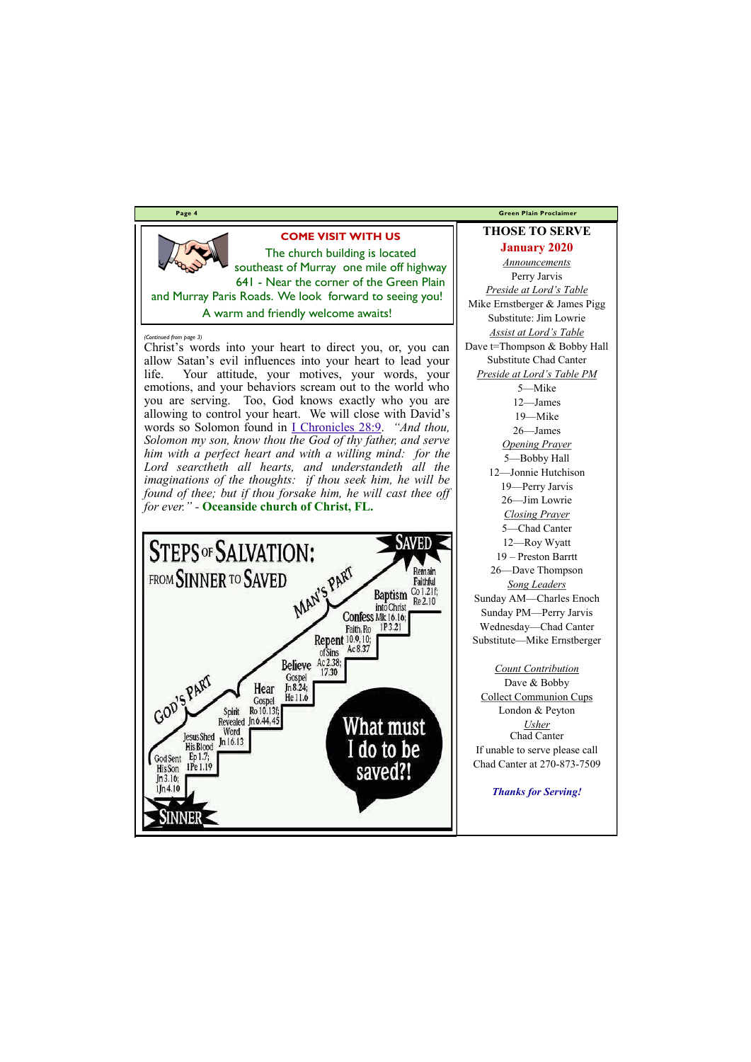## COME VISIT WITH US

The church building is located southeast of Murray one mile off highway 641 - Near the corner of the Green Plain and Murray Paris Roads. We look forward to seeing you! A warm and friendly welcome awaits!

*(Continued from page 3)*

Christ's words into your heart to direct you, or, you can allow Satan's evil influences into your heart to lead your life. Your attitude, your motives, your words, your emotions, and your behaviors scream out to the world who you are serving. Too, God knows exactly who you are allowing to control your heart. We will close with David's words so Solomon found in I Chronicles 28:9. *"And thou, Solomon my son, know thou the God of thy father, and serve him with a perfect heart and with a willing mind: for the Lord searcheth all hearts, and understandeth all the imaginations of the thoughts: if thou seek him, he will be found of thee; but if thou forsake him, he will cast thee off for ever."* - **Oceanside church of Christ, FL.**

STEPS OF SALVATION: FROM SINNER TO SAVED

SAVED

MAN'S PART

Remain Faithful Co 1.21f; Re 2.10

Baptism into Christ

Confess Mk 16.16; Faith Ro 1P 3.21

Repent of Sins 10.9,10; Ac 8.37

Believe Gospel Ac 2.38; 17.30

Hear Gospel Jn 8.24; He 11.6

GOD'S PART

Spirit Revealed Word Ro 10.13f; Jn 6.44,45

Jesus Shed His Blood Jn 16.13

God Sent His Son Ep 1.7; 1Pe 1.19; Jn 3.16; 1Jn 4.10

SINNER

What must I do to be saved?!

## THOSE TO SERVE

### January 2020

*Announcements*
Perry Jarvis

*Preside at Lord's Table*
Mike Ernstberger & James Pigg
Substitute: Jim Lowrie

*Assist at Lord's Table*
Dave t=Thompson & Bobby Hall
Substitute Chad Canter

*Preside at Lord's Table PM*
5—Mike
12—James
19—Mike
26—James

*Opening Prayer*
5—Bobby Hall
12—Jonnie Hutchison
19—Perry Jarvis
26—Jim Lowrie

*Closing Prayer*
5—Chad Canter
12—Roy Wyatt
19 – Preston Barrtt
26—Dave Thompson

*Song Leaders*
Sunday AM—Charles Enoch
Sunday PM—Perry Jarvis
Wednesday—Chad Canter
Substitute—Mike Ernstberger

*Count Contribution*
Dave & Bobby

Collect Communion Cups
London & Peyton

*Usher*
Chad Canter

If unable to serve please call Chad Canter at 270-873-7509

***Thanks for Serving!***